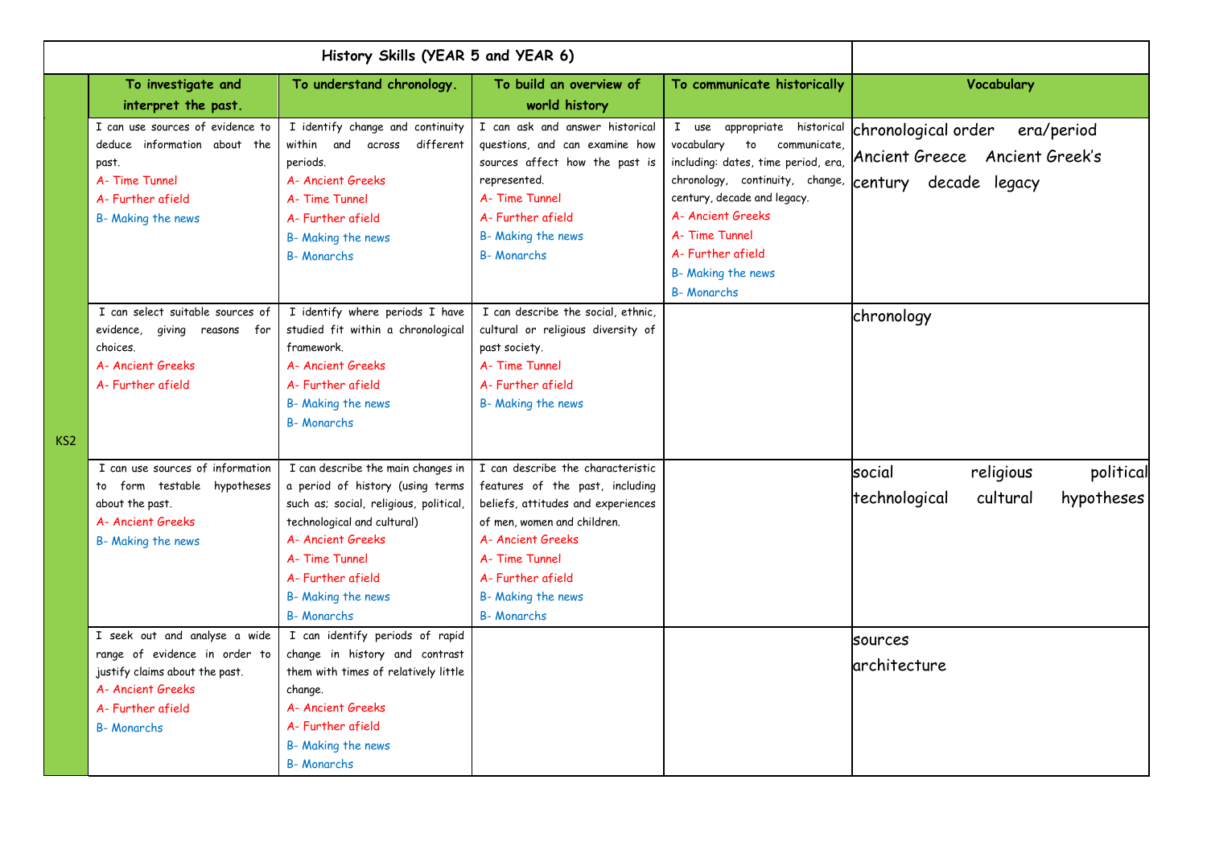| History Skills (YEAR 5 and YEAR 6) | | | | | |
|---|---|---|---|---|---|
| | To investigate and interpret the past. | To understand chronology. | To build an overview of world history | To communicate historically | Vocabulary |
| KS2 | I can use sources of evidence to deduce information about the past.<br>A- Time Tunnel<br>A- Further afield<br>B- Making the news | I identify change and continuity within and across different periods.<br>A- Ancient Greeks<br>A- Time Tunnel<br>A- Further afield<br>B- Making the news<br>B- Monarchs | I can ask and answer historical questions, and can examine how sources affect how the past is represented.<br>A- Time Tunnel<br>A- Further afield<br>B- Making the news<br>B- Monarchs | I use appropriate historical vocabulary to communicate, including: dates, time period, era, chronology, continuity, change, century, decade and legacy.<br>A- Ancient Greeks<br>A- Time Tunnel<br>A- Further afield<br>B- Making the news<br>B- Monarchs | chronological order era/period Ancient Greece Ancient Greek's century decade legacy |
| | I can select suitable sources of evidence, giving reasons for choices.<br>A- Ancient Greeks<br>A- Further afield | I identify where periods I have studied fit within a chronological framework.<br>A- Ancient Greeks<br>A- Further afield<br>B- Making the news<br>B- Monarchs | I can describe the social, ethnic, cultural or religious diversity of past society.<br>A- Time Tunnel<br>A- Further afield<br>B- Making the news | | chronology |
| | I can use sources of information to form testable hypotheses about the past.<br>A- Ancient Greeks<br>B- Making the news | I can describe the main changes in a period of history (using terms such as; social, religious, political, technological and cultural)<br>A- Ancient Greeks<br>A- Time Tunnel<br>A- Further afield<br>B- Making the news<br>B- Monarchs | I can describe the characteristic features of the past, including beliefs, attitudes and experiences of men, women and children.<br>A- Ancient Greeks<br>A- Time Tunnel<br>A- Further afield<br>B- Making the news<br>B- Monarchs | | social religious political technological cultural hypotheses |
| | I seek out and analyse a wide range of evidence in order to justify claims about the past.<br>A- Ancient Greeks<br>A- Further afield<br>B- Monarchs | I can identify periods of rapid change in history and contrast them with times of relatively little change.<br>A- Ancient Greeks<br>A- Further afield<br>B- Making the news<br>B- Monarchs | | | sources<br>architecture |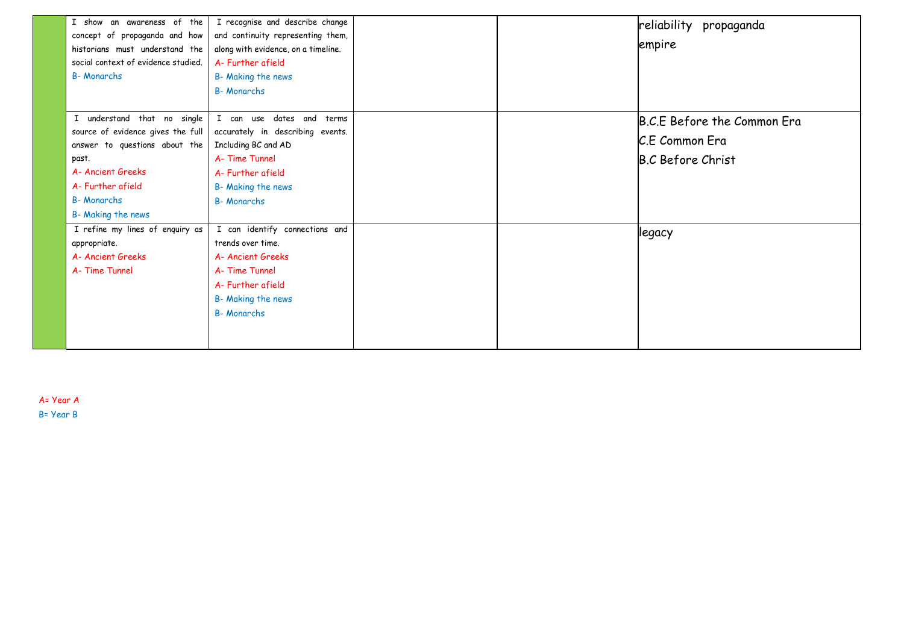| | | | | | |
|---|---|---|---|---|---|
| | I show an awareness of the concept of propaganda and how historians must understand the social context of evidence studied.<br>B- Monarchs | I recognise and describe change and continuity representing them, along with evidence, on a timeline.<br>A- Further afield<br>B- Making the news<br>B- Monarchs | | | reliability propaganda<br>empire |
| | I understand that no single source of evidence gives the full answer to questions about the past.<br>A- Ancient Greeks<br>A- Further afield<br>B- Monarchs<br>B- Making the news | I can use dates and terms accurately in describing events. Including BC and AD<br>A- Time Tunnel<br>A- Further afield<br>B- Making the news<br>B- Monarchs | | | B.C.E Before the Common Era<br>C.E Common Era<br>B.C Before Christ |
| | I refine my lines of enquiry as appropriate.<br>A- Ancient Greeks<br>A- Time Tunnel | I can identify connections and trends over time.<br>A- Ancient Greeks<br>A- Time Tunnel<br>A- Further afield<br>B- Making the news<br>B- Monarchs | | | legacy |

A= Year A
B= Year B